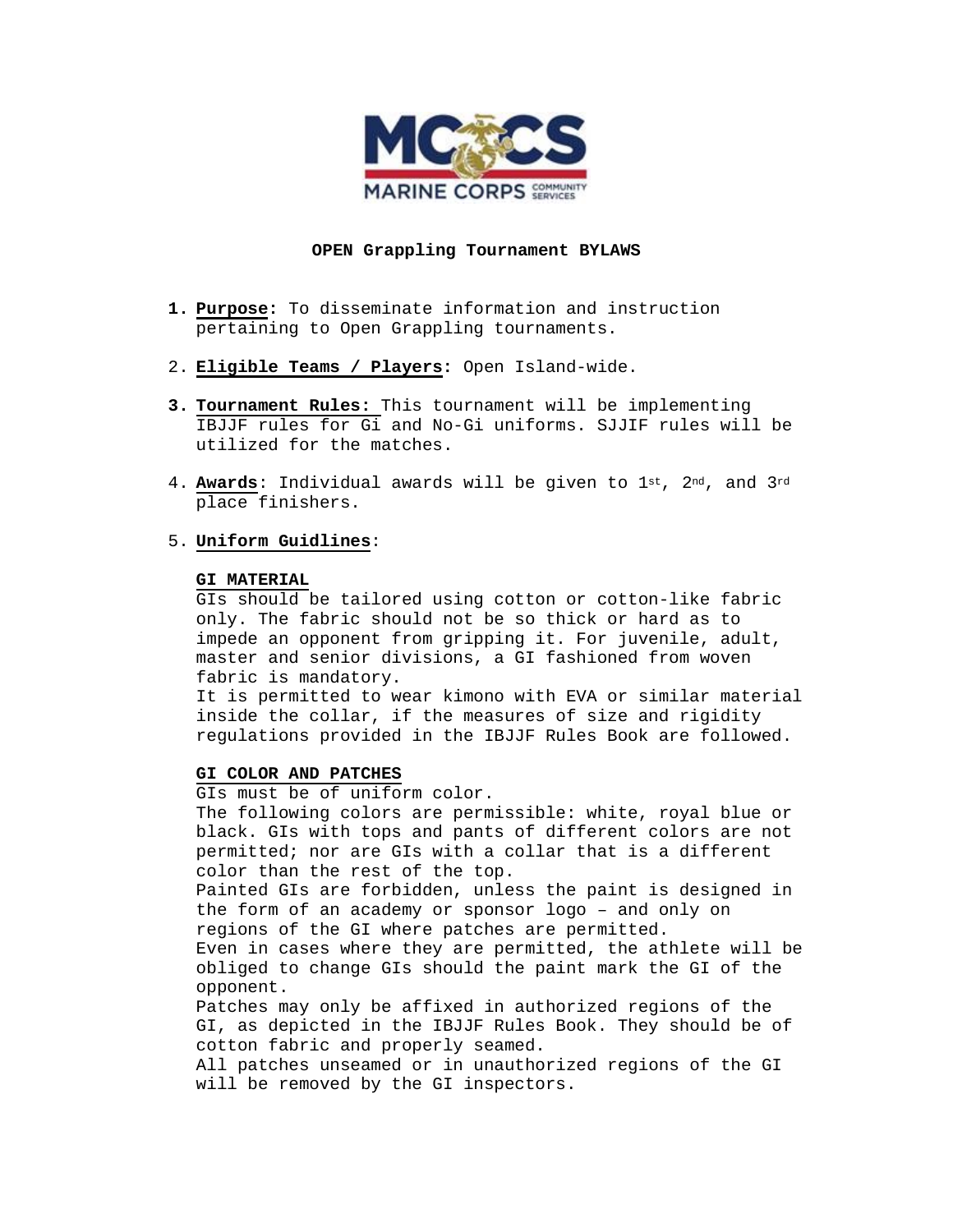# OPEN Grappling Tournament BYLAWS

1. **Purpose:** To disseminate information and instruction pertaining to Open Grappling tournaments.

2. **Eligible Teams / Players:** Open Island-wide.

3. **Tournament Rules:** This tournament will be implementing IBJJF rules for Gi and No-Gi uniforms. SJJIF rules will be utilized for the matches.

4. **Awards**: Individual awards will be given to 1st, 2nd, and 3rd place finishers.

5. **Uniform Guidlines**:

   **GI MATERIAL**

   GIs should be tailored using cotton or cotton-like fabric only. The fabric should not be so thick or hard as to impede an opponent from gripping it. For juvenile, adult, master and senior divisions, a GI fashioned from woven fabric is mandatory.

   It is permitted to wear kimono with EVA or similar material inside the collar, if the measures of size and rigidity regulations provided in the IBJJF Rules Book are followed.

   **GI COLOR AND PATCHES**

   GIs must be of uniform color.

   The following colors are permissible: white, royal blue or black. GIs with tops and pants of different colors are not permitted; nor are GIs with a collar that is a different color than the rest of the top.

   Painted GIs are forbidden, unless the paint is designed in the form of an academy or sponsor logo – and only on regions of the GI where patches are permitted.

   Even in cases where they are permitted, the athlete will be obliged to change GIs should the paint mark the GI of the opponent.

   Patches may only be affixed in authorized regions of the GI, as depicted in the IBJJF Rules Book. They should be of cotton fabric and properly seamed.

   All patches unseamed or in unauthorized regions of the GI will be removed by the GI inspectors.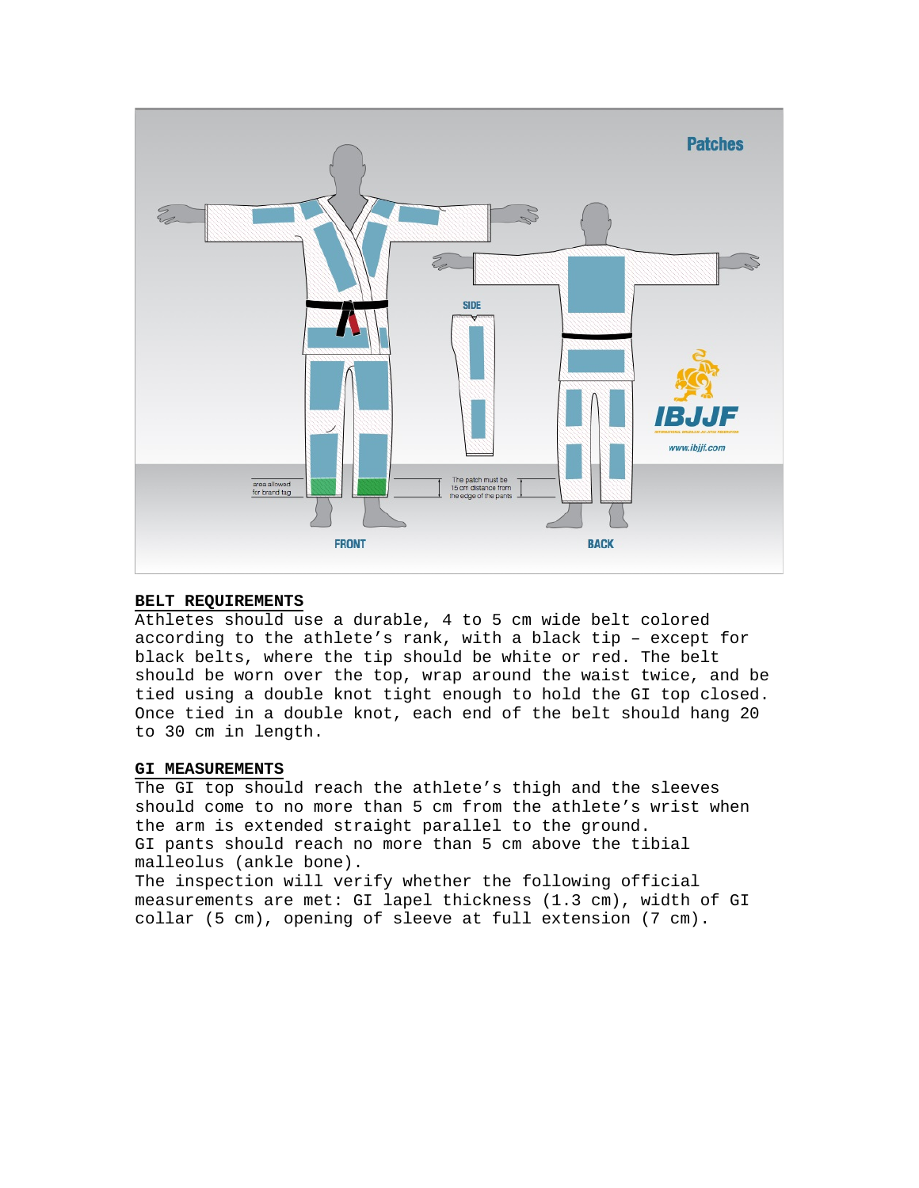**BELT REQUIREMENTS**

Athletes should use a durable, 4 to 5 cm wide belt colored according to the athlete's rank, with a black tip – except for black belts, where the tip should be white or red. The belt should be worn over the top, wrap around the waist twice, and be tied using a double knot tight enough to hold the GI top closed. Once tied in a double knot, each end of the belt should hang 20 to 30 cm in length.

**GI MEASUREMENTS**

The GI top should reach the athlete's thigh and the sleeves should come to no more than 5 cm from the athlete's wrist when the arm is extended straight parallel to the ground.

GI pants should reach no more than 5 cm above the tibial malleolus (ankle bone).

The inspection will verify whether the following official measurements are met: GI lapel thickness (1.3 cm), width of GI collar (5 cm), opening of sleeve at full extension (7 cm).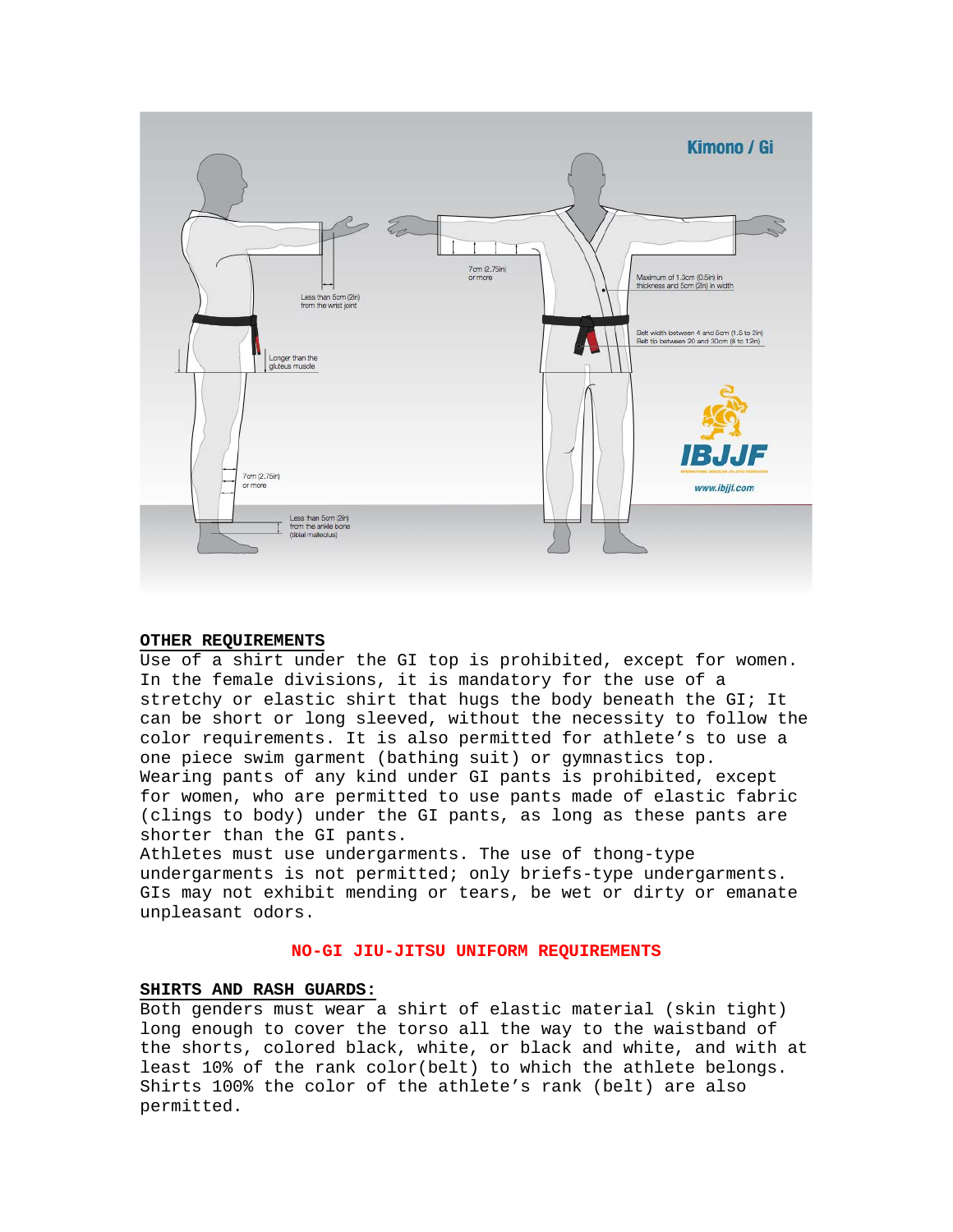**OTHER REQUIREMENTS**

Use of a shirt under the GI top is prohibited, except for women. In the female divisions, it is mandatory for the use of a stretchy or elastic shirt that hugs the body beneath the GI; It can be short or long sleeved, without the necessity to follow the color requirements. It is also permitted for athlete's to use a one piece swim garment (bathing suit) or gymnastics top.

Wearing pants of any kind under GI pants is prohibited, except for women, who are permitted to use pants made of elastic fabric (clings to body) under the GI pants, as long as these pants are shorter than the GI pants.

Athletes must use undergarments. The use of thong-type undergarments is not permitted; only briefs-type undergarments.

GIs may not exhibit mending or tears, be wet or dirty or emanate unpleasant odors.

## NO-GI JIU-JITSU UNIFORM REQUIREMENTS

**SHIRTS AND RASH GUARDS:**

Both genders must wear a shirt of elastic material (skin tight) long enough to cover the torso all the way to the waistband of the shorts, colored black, white, or black and white, and with at least 10% of the rank color(belt) to which the athlete belongs. Shirts 100% the color of the athlete's rank (belt) are also permitted.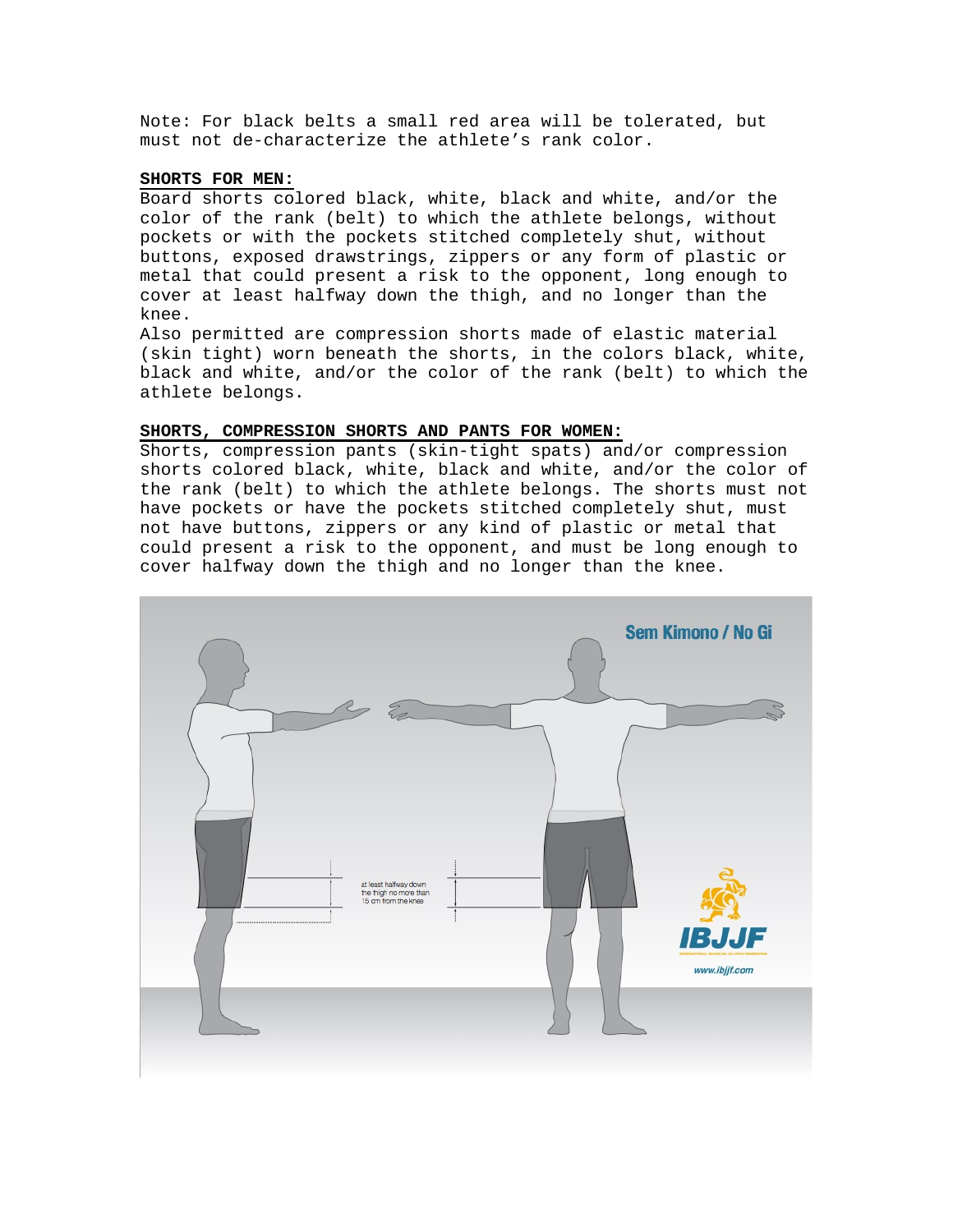Note: For black belts a small red area will be tolerated, but must not de-characterize the athlete's rank color.

**SHORTS FOR MEN:**

Board shorts colored black, white, black and white, and/or the color of the rank (belt) to which the athlete belongs, without pockets or with the pockets stitched completely shut, without buttons, exposed drawstrings, zippers or any form of plastic or metal that could present a risk to the opponent, long enough to cover at least halfway down the thigh, and no longer than the knee.

Also permitted are compression shorts made of elastic material (skin tight) worn beneath the shorts, in the colors black, white, black and white, and/or the color of the rank (belt) to which the athlete belongs.

**SHORTS, COMPRESSION SHORTS AND PANTS FOR WOMEN:**

Shorts, compression pants (skin-tight spats) and/or compression shorts colored black, white, black and white, and/or the color of the rank (belt) to which the athlete belongs. The shorts must not have pockets or have the pockets stitched completely shut, must not have buttons, zippers or any kind of plastic or metal that could present a risk to the opponent, and must be long enough to cover halfway down the thigh and no longer than the knee.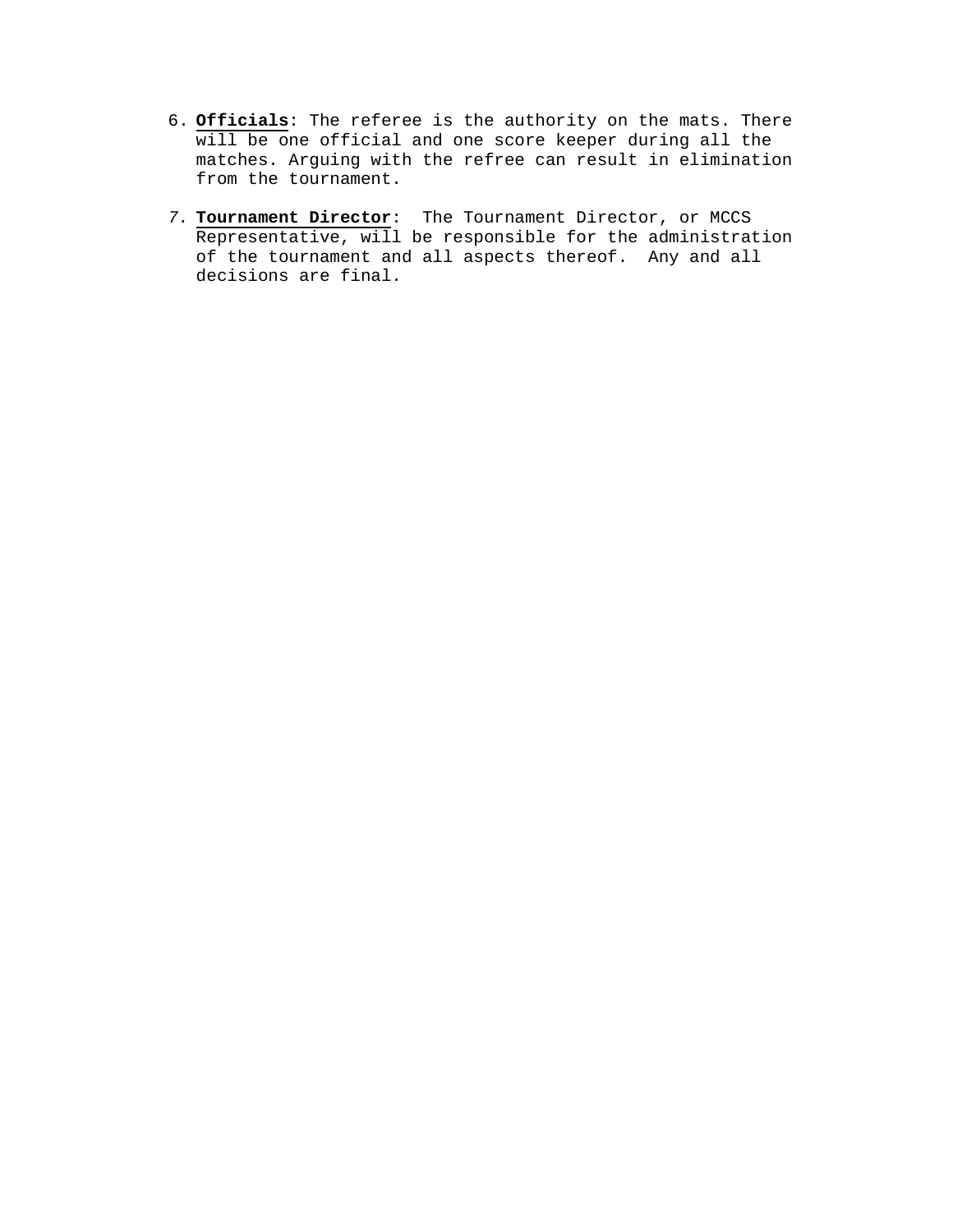6. **Officials**: The referee is the authority on the mats. There will be one official and one score keeper during all the matches. Arguing with the refree can result in elimination from the tournament.

7. **Tournament Director**: The Tournament Director, or MCCS Representative, will be responsible for the administration of the tournament and all aspects thereof. Any and all decisions are final.